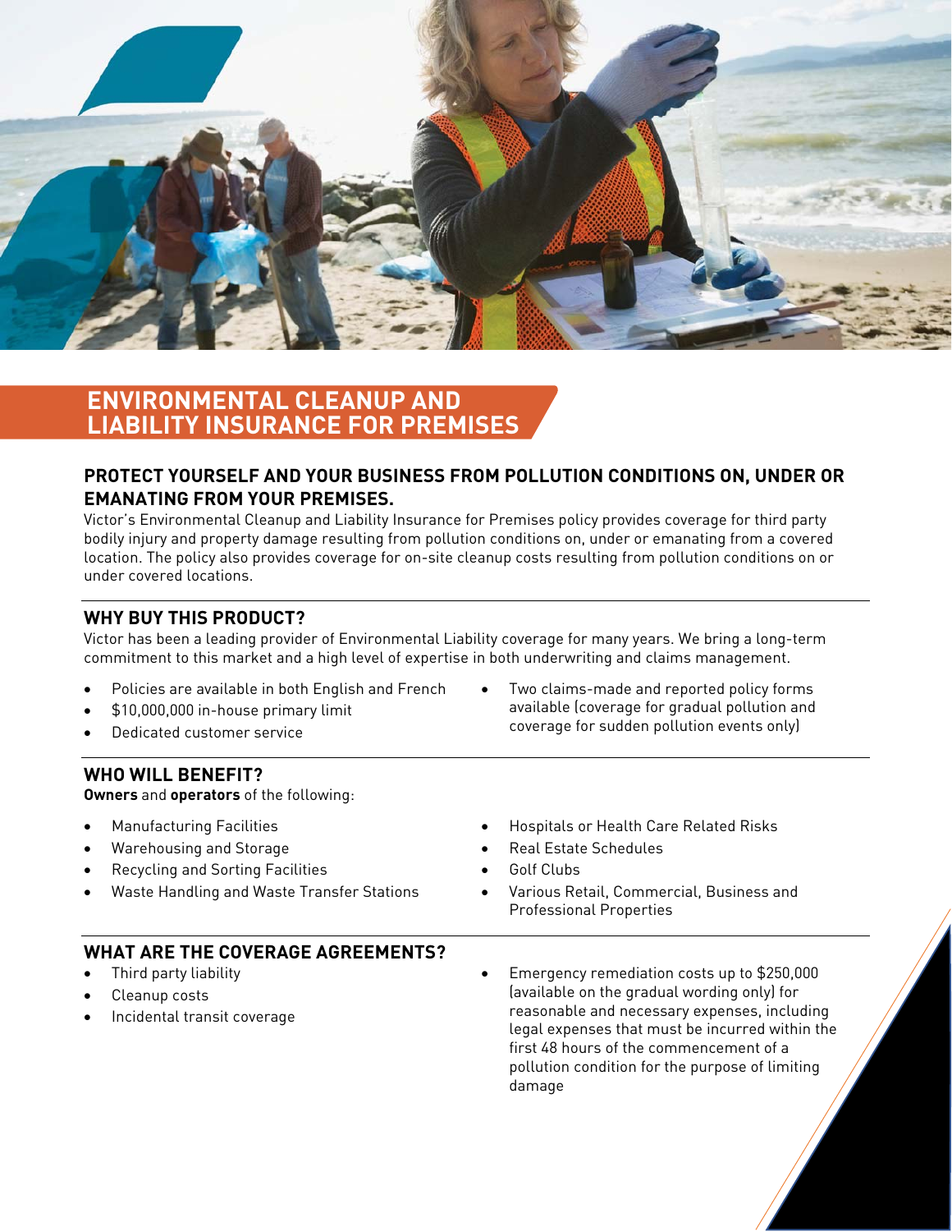# ENVIRONMENTAL CLEANUP AND LIABILITY INSURANCE FOR PREMISES

## PROTECT YOURSELF AND YOUR BUSINESS FROM POLLUTION CONDITIONS ON, UNDER OR EMANATING FROM YOUR PREMISES.

Victor's Environmental Cleanup and Liability Insurance for Premises policy provides coverage for third party bodily injury and property damage resulting from pollution conditions on, under or emanating from a covered location. The policy also provides coverage for on-site cleanup costs resulting from pollution conditions on or under covered locations.

## WHY BUY THIS PRODUCT?

Victor has been a leading provider of Environmental Liability coverage for many years. We bring a long-term commitment to this market and a high level of expertise in both underwriting and claims management.

- Policies are available in both English and French
- $10,000,000 in-house primary limit
- Dedicated customer service
- Two claims-made and reported policy forms available (coverage for gradual pollution and coverage for sudden pollution events only)

## WHO WILL BENEFIT?

**Owners** and **operators** of the following:

- Manufacturing Facilities
- Warehousing and Storage
- Recycling and Sorting Facilities
- Waste Handling and Waste Transfer Stations
- Hospitals or Health Care Related Risks
- Real Estate Schedules
- Golf Clubs
- Various Retail, Commercial, Business and Professional Properties

## WHAT ARE THE COVERAGE AGREEMENTS?

- Third party liability
- Cleanup costs
- Incidental transit coverage
- Emergency remediation costs up to $250,000 (available on the gradual wording only) for reasonable and necessary expenses, including legal expenses that must be incurred within the first 48 hours of the commencement of a pollution condition for the purpose of limiting damage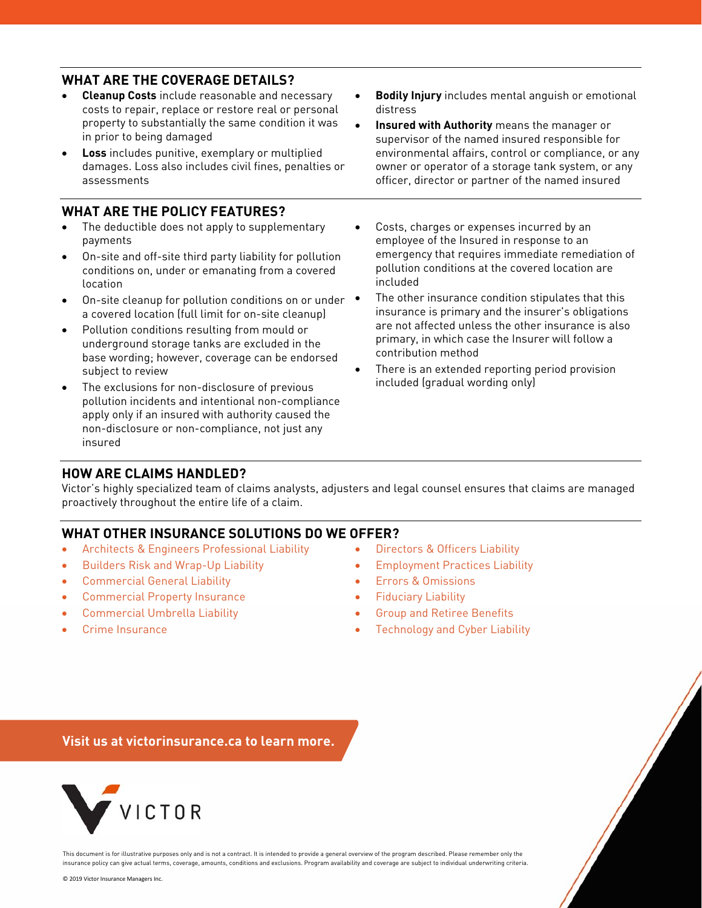## WHAT ARE THE COVERAGE DETAILS?

- **Cleanup Costs** include reasonable and necessary costs to repair, replace or restore real or personal property to substantially the same condition it was in prior to being damaged
- **Loss** includes punitive, exemplary or multiplied damages. Loss also includes civil fines, penalties or assessments
- **Bodily Injury** includes mental anguish or emotional distress
- **Insured with Authority** means the manager or supervisor of the named insured responsible for environmental affairs, control or compliance, or any owner or operator of a storage tank system, or any officer, director or partner of the named insured

## WHAT ARE THE POLICY FEATURES?

- The deductible does not apply to supplementary payments
- On-site and off-site third party liability for pollution conditions on, under or emanating from a covered location
- On-site cleanup for pollution conditions on or under a covered location (full limit for on-site cleanup)
- Pollution conditions resulting from mould or underground storage tanks are excluded in the base wording; however, coverage can be endorsed subject to review
- The exclusions for non-disclosure of previous pollution incidents and intentional non-compliance apply only if an insured with authority caused the non-disclosure or non-compliance, not just any insured
- Costs, charges or expenses incurred by an employee of the Insured in response to an emergency that requires immediate remediation of pollution conditions at the covered location are included
- The other insurance condition stipulates that this insurance is primary and the insurer's obligations are not affected unless the other insurance is also primary, in which case the Insurer will follow a contribution method
- There is an extended reporting period provision included (gradual wording only)

## HOW ARE CLAIMS HANDLED?

Victor's highly specialized team of claims analysts, adjusters and legal counsel ensures that claims are managed proactively throughout the entire life of a claim.

## WHAT OTHER INSURANCE SOLUTIONS DO WE OFFER?

- Architects & Engineers Professional Liability
- Builders Risk and Wrap-Up Liability
- Commercial General Liability
- Commercial Property Insurance
- Commercial Umbrella Liability
- Crime Insurance
- Directors & Officers Liability
- Employment Practices Liability
- Errors & Omissions
- Fiduciary Liability
- Group and Retiree Benefits
- Technology and Cyber Liability

**Visit us at victorinsurance.ca to learn more.**

VICTOR

This document is for illustrative purposes only and is not a contract. It is intended to provide a general overview of the program described. Please remember only the insurance policy can give actual terms, coverage, amounts, conditions and exclusions. Program availability and coverage are subject to individual underwriting criteria.

© 2019 Victor Insurance Managers Inc.